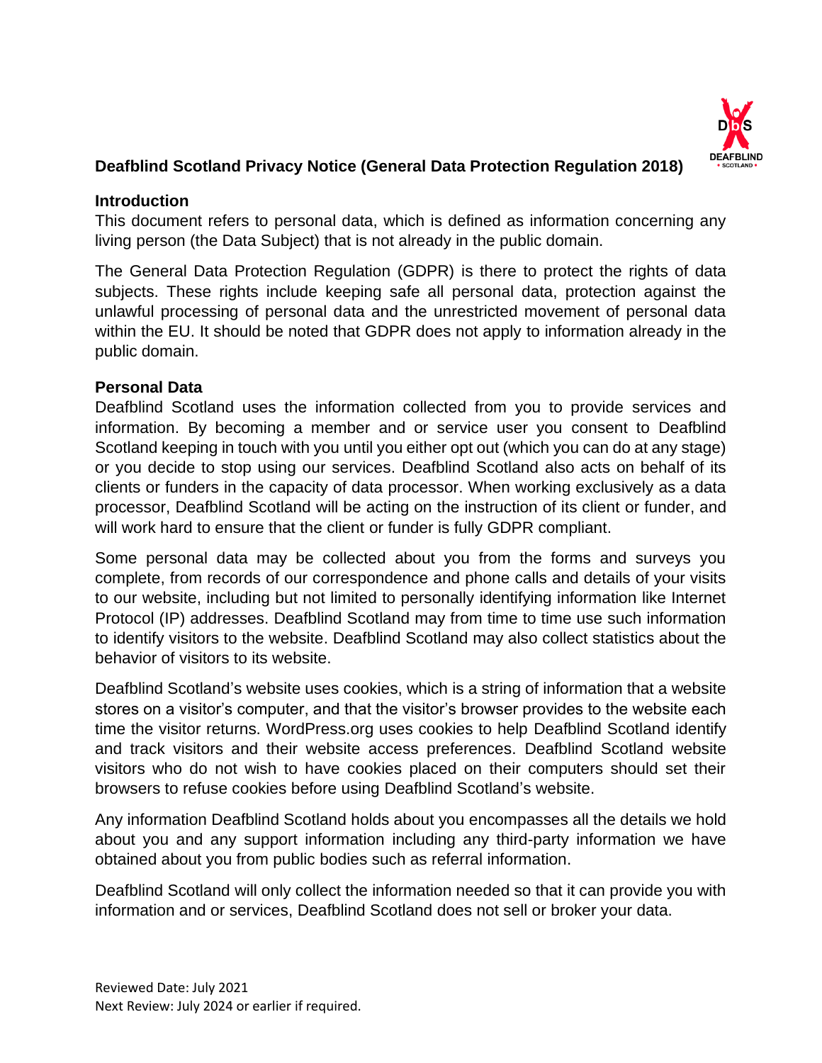# Deafblind Scotland Privacy Notice (General Data Protection Regulation 2018)

## Introduction

This document refers to personal data, which is defined as information concerning any living person (the Data Subject) that is not already in the public domain.

The General Data Protection Regulation (GDPR) is there to protect the rights of data subjects. These rights include keeping safe all personal data, protection against the unlawful processing of personal data and the unrestricted movement of personal data within the EU. It should be noted that GDPR does not apply to information already in the public domain.

## Personal Data

Deafblind Scotland uses the information collected from you to provide services and information. By becoming a member and or service user you consent to Deafblind Scotland keeping in touch with you until you either opt out (which you can do at any stage) or you decide to stop using our services. Deafblind Scotland also acts on behalf of its clients or funders in the capacity of data processor. When working exclusively as a data processor, Deafblind Scotland will be acting on the instruction of its client or funder, and will work hard to ensure that the client or funder is fully GDPR compliant.

Some personal data may be collected about you from the forms and surveys you complete, from records of our correspondence and phone calls and details of your visits to our website, including but not limited to personally identifying information like Internet Protocol (IP) addresses. Deafblind Scotland may from time to time use such information to identify visitors to the website. Deafblind Scotland may also collect statistics about the behavior of visitors to its website.

Deafblind Scotland's website uses cookies, which is a string of information that a website stores on a visitor's computer, and that the visitor's browser provides to the website each time the visitor returns. WordPress.org uses cookies to help Deafblind Scotland identify and track visitors and their website access preferences. Deafblind Scotland website visitors who do not wish to have cookies placed on their computers should set their browsers to refuse cookies before using Deafblind Scotland's website.

Any information Deafblind Scotland holds about you encompasses all the details we hold about you and any support information including any third-party information we have obtained about you from public bodies such as referral information.

Deafblind Scotland will only collect the information needed so that it can provide you with information and or services, Deafblind Scotland does not sell or broker your data.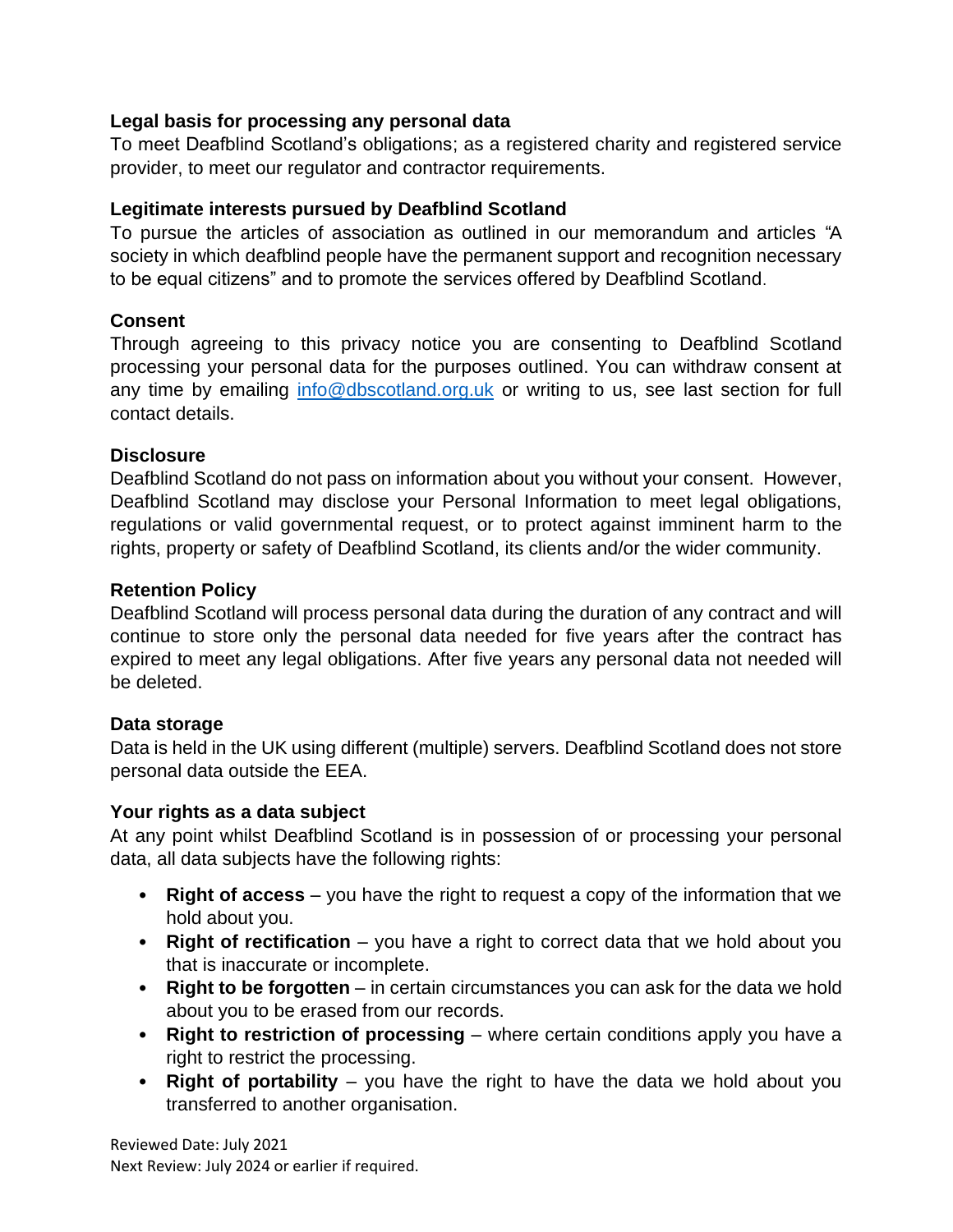**Legal basis for processing any personal data**

To meet Deafblind Scotland's obligations; as a registered charity and registered service provider, to meet our regulator and contractor requirements.

**Legitimate interests pursued by Deafblind Scotland**

To pursue the articles of association as outlined in our memorandum and articles "A society in which deafblind people have the permanent support and recognition necessary to be equal citizens" and to promote the services offered by Deafblind Scotland.

**Consent**

Through agreeing to this privacy notice you are consenting to Deafblind Scotland processing your personal data for the purposes outlined. You can withdraw consent at any time by emailing [info@dbscotland.org.uk](mailto:info@dbscotland.org.uk) or writing to us, see last section for full contact details.

**Disclosure**

Deafblind Scotland do not pass on information about you without your consent. However, Deafblind Scotland may disclose your Personal Information to meet legal obligations, regulations or valid governmental request, or to protect against imminent harm to the rights, property or safety of Deafblind Scotland, its clients and/or the wider community.

**Retention Policy**

Deafblind Scotland will process personal data during the duration of any contract and will continue to store only the personal data needed for five years after the contract has expired to meet any legal obligations. After five years any personal data not needed will be deleted.

**Data storage**

Data is held in the UK using different (multiple) servers. Deafblind Scotland does not store personal data outside the EEA.

**Your rights as a data subject**

At any point whilst Deafblind Scotland is in possession of or processing your personal data, all data subjects have the following rights:

- **Right of access** – you have the right to request a copy of the information that we hold about you.
- **Right of rectification** – you have a right to correct data that we hold about you that is inaccurate or incomplete.
- **Right to be forgotten** – in certain circumstances you can ask for the data we hold about you to be erased from our records.
- **Right to restriction of processing** – where certain conditions apply you have a right to restrict the processing.
- **Right of portability** – you have the right to have the data we hold about you transferred to another organisation.

Reviewed Date: July 2021
Next Review: July 2024 or earlier if required.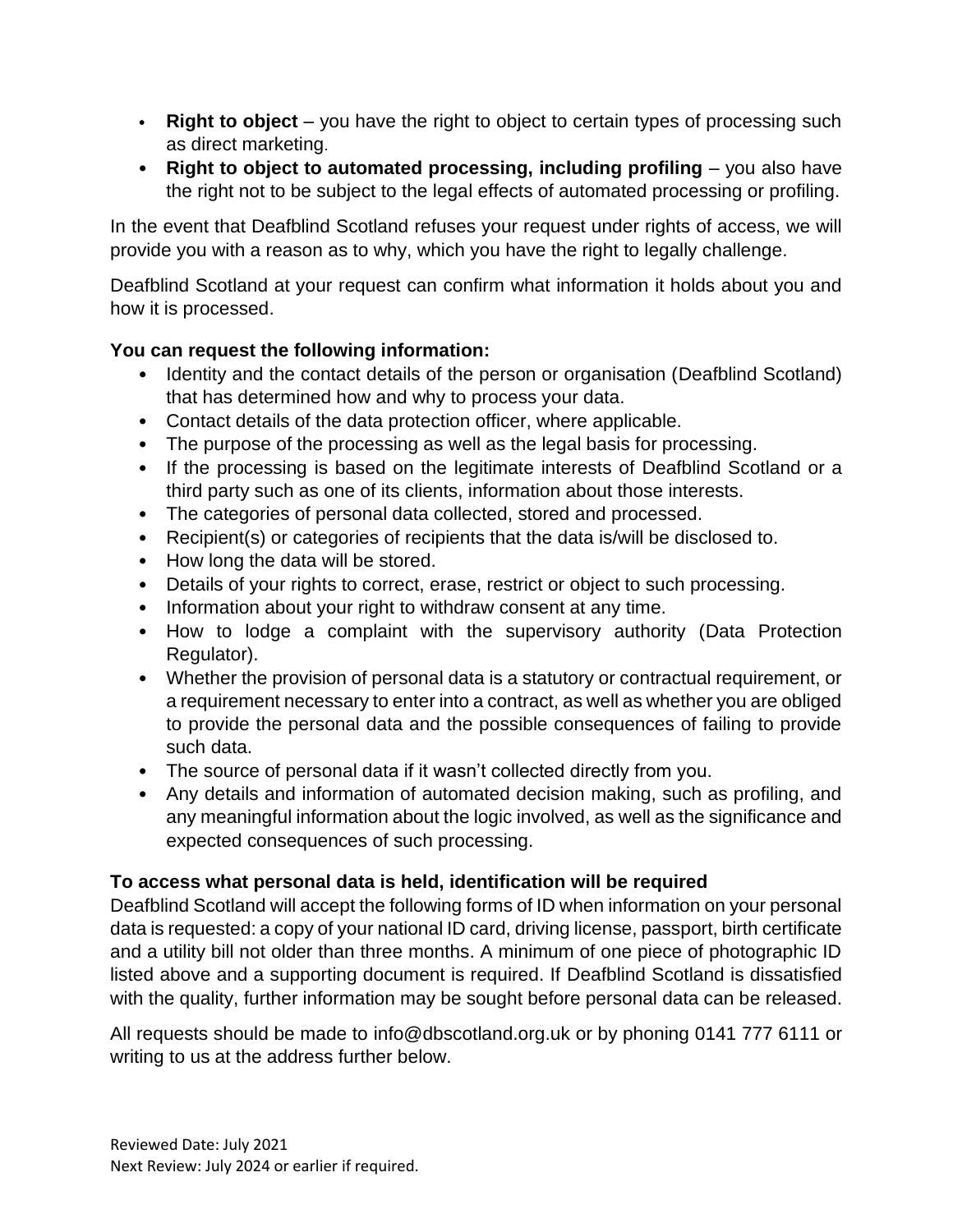- **Right to object** – you have the right to object to certain types of processing such as direct marketing.
- **Right to object to automated processing, including profiling** – you also have the right not to be subject to the legal effects of automated processing or profiling.

In the event that Deafblind Scotland refuses your request under rights of access, we will provide you with a reason as to why, which you have the right to legally challenge.

Deafblind Scotland at your request can confirm what information it holds about you and how it is processed.

**You can request the following information:**

- Identity and the contact details of the person or organisation (Deafblind Scotland) that has determined how and why to process your data.
- Contact details of the data protection officer, where applicable.
- The purpose of the processing as well as the legal basis for processing.
- If the processing is based on the legitimate interests of Deafblind Scotland or a third party such as one of its clients, information about those interests.
- The categories of personal data collected, stored and processed.
- Recipient(s) or categories of recipients that the data is/will be disclosed to.
- How long the data will be stored.
- Details of your rights to correct, erase, restrict or object to such processing.
- Information about your right to withdraw consent at any time.
- How to lodge a complaint with the supervisory authority (Data Protection Regulator).
- Whether the provision of personal data is a statutory or contractual requirement, or a requirement necessary to enter into a contract, as well as whether you are obliged to provide the personal data and the possible consequences of failing to provide such data.
- The source of personal data if it wasn't collected directly from you.
- Any details and information of automated decision making, such as profiling, and any meaningful information about the logic involved, as well as the significance and expected consequences of such processing.

**To access what personal data is held, identification will be required**

Deafblind Scotland will accept the following forms of ID when information on your personal data is requested: a copy of your national ID card, driving license, passport, birth certificate and a utility bill not older than three months. A minimum of one piece of photographic ID listed above and a supporting document is required. If Deafblind Scotland is dissatisfied with the quality, further information may be sought before personal data can be released.

All requests should be made to info@dbscotland.org.uk or by phoning 0141 777 6111 or writing to us at the address further below.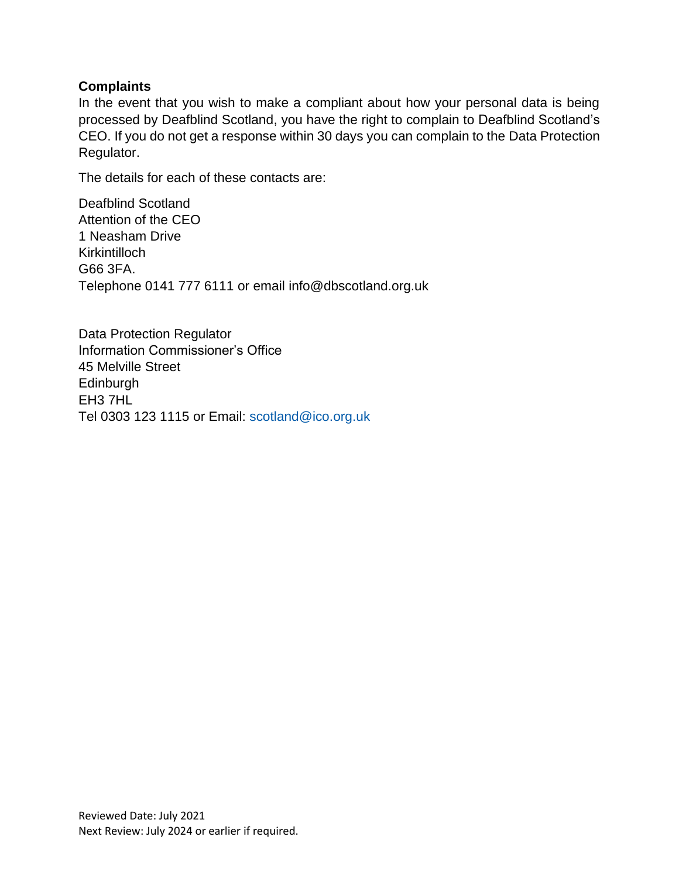**Complaints**

In the event that you wish to make a compliant about how your personal data is being processed by Deafblind Scotland, you have the right to complain to Deafblind Scotland's CEO. If you do not get a response within 30 days you can complain to the Data Protection Regulator.

The details for each of these contacts are:

Deafblind Scotland
Attention of the CEO
1 Neasham Drive
Kirkintilloch
G66 3FA.
Telephone 0141 777 6111 or email info@dbscotland.org.uk

Data Protection Regulator
Information Commissioner's Office
45 Melville Street
Edinburgh
EH3 7HL
Tel 0303 123 1115 or Email: scotland@ico.org.uk

Reviewed Date: July 2021
Next Review: July 2024 or earlier if required.